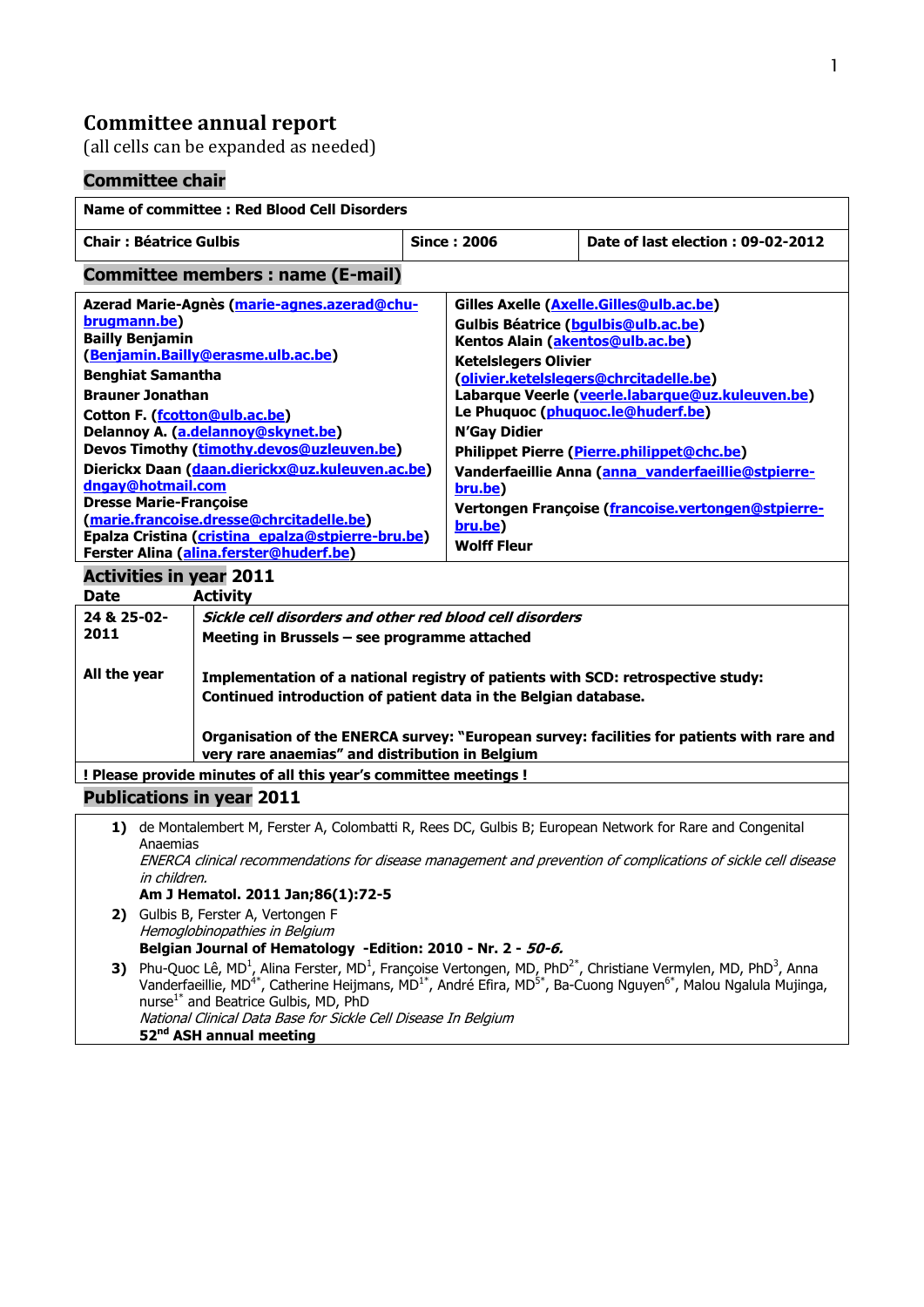# Committee annual report

(all cells can be expanded as needed)

## Committee chair

| Name of committee : Red Blood Cell Disorders | | |
|---|---|---|
| **Chair : Béatrice Gulbis** | **Since : 2006** | **Date of last election : 09-02-2012** |

## Committee members : name (E-mail)

**Azerad Marie-Agnès (marie-agnes.azerad@chu-brugmann.be)**
**Bailly Benjamin (Benjamin.Bailly@erasme.ulb.ac.be)**
**Benghiat Samantha**
**Brauner Jonathan**
**Cotton F. (fcotton@ulb.ac.be)**
**Delannoy A. (a.delannoy@skynet.be)**
**Devos Timothy (timothy.devos@uzleuven.be)**
**Dierickx Daan (daan.dierickx@uz.kuleuven.ac.be) dngay@hotmail.com**
**Dresse Marie-Françoise (marie.francoise.dresse@chrcitadelle.be)**
**Epalza Cristina (cristina_epalza@stpierre-bru.be)**
**Ferster Alina (alina.ferster@huderf.be)**
**Gilles Axelle (Axelle.Gilles@ulb.ac.be)**
**Gulbis Béatrice (bgulbis@ulb.ac.be)**
**Kentos Alain (akentos@ulb.ac.be)**
**Ketelslegers Olivier (olivier.ketelslegers@chrcitadelle.be)**
**Labarque Veerle (veerle.labarque@uz.kuleuven.be)**
**Le Phuquoc (phuquoc.le@huderf.be)**
**N'Gay Didier**
**Philippet Pierre (Pierre.philippet@chc.be)**
**Vanderfaeillie Anna (anna_vanderfaeillie@stpierre-bru.be)**
**Vertongen Françoise (francoise.vertongen@stpierre-bru.be)**
**Wolff Fleur**

## Activities in year 2011

| Date | Activity |
|---|---|
| **24 & 25-02-2011** | ***Sickle cell disorders and other red blood cell disorders*** <br> **Meeting in Brussels – see programme attached** |
| **All the year** | **Implementation of a national registry of patients with SCD: retrospective study: Continued introduction of patient data in the Belgian database.** <br><br> **Organisation of the ENERCA survey: "European survey: facilities for patients with rare and very rare anaemias" and distribution in Belgium** |

**! Please provide minutes of all this year's committee meetings !**

## Publications in year 2011

1) de Montalembert M, Ferster A, Colombatti R, Rees DC, Gulbis B; European Network for Rare and Congenital Anaemias
*ENERCA clinical recommendations for disease management and prevention of complications of sickle cell disease in children.*
**Am J Hematol. 2011 Jan;86(1):72-5**

2) Gulbis B, Ferster A, Vertongen F
*Hemoglobinopathies in Belgium*
**Belgian Journal of Hematology -Edition: 2010 - Nr. 2 - *50-6.***

3) Phu-Quoc Lê, MD[1], Alina Ferster, MD[1], Françoise Vertongen, MD, PhD[2*], Christiane Vermylen, MD, PhD[3], Anna Vanderfaeillie, MD[4*], Catherine Heijmans, MD[1*], André Efira, MD[5*], Ba-Cuong Nguyen[6*], Malou Ngalula Mujinga, nurse[1*] and Beatrice Gulbis, MD, PhD
*National Clinical Data Base for Sickle Cell Disease In Belgium*
**52nd ASH annual meeting**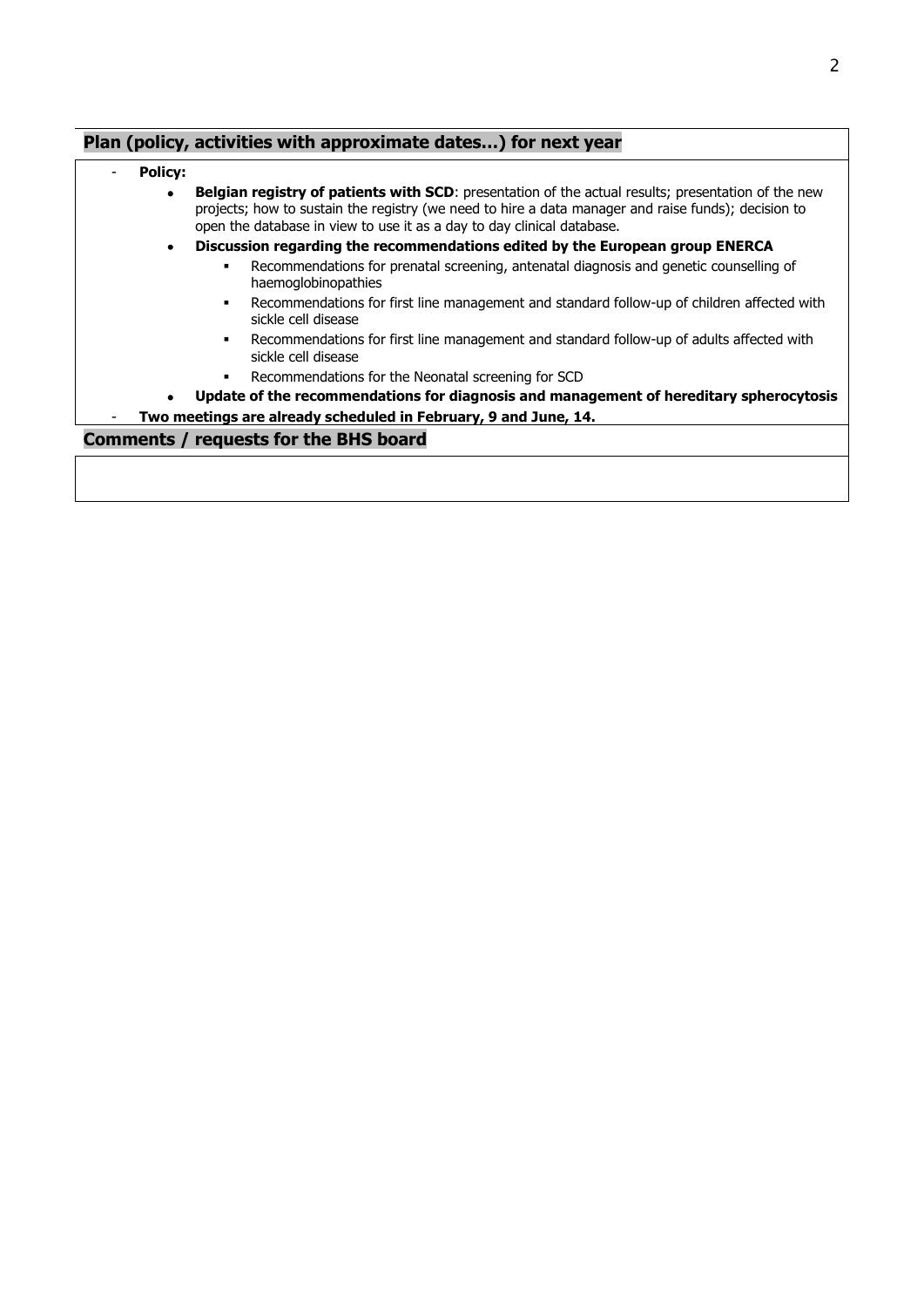## Plan (policy, activities with approximate dates…) for next year

- **Policy:**
  - **Belgian registry of patients with SCD**: presentation of the actual results; presentation of the new projects; how to sustain the registry (we need to hire a data manager and raise funds); decision to open the database in view to use it as a day to day clinical database.
  - **Discussion regarding the recommendations edited by the European group ENERCA**
    - Recommendations for prenatal screening, antenatal diagnosis and genetic counselling of haemoglobinopathies
    - Recommendations for first line management and standard follow-up of children affected with sickle cell disease
    - Recommendations for first line management and standard follow-up of adults affected with sickle cell disease
    - Recommendations for the Neonatal screening for SCD
  - **Update of the recommendations for diagnosis and management of hereditary spherocytosis**
- **Two meetings are already scheduled in February, 9 and June, 14.**

## Comments / requests for the BHS board